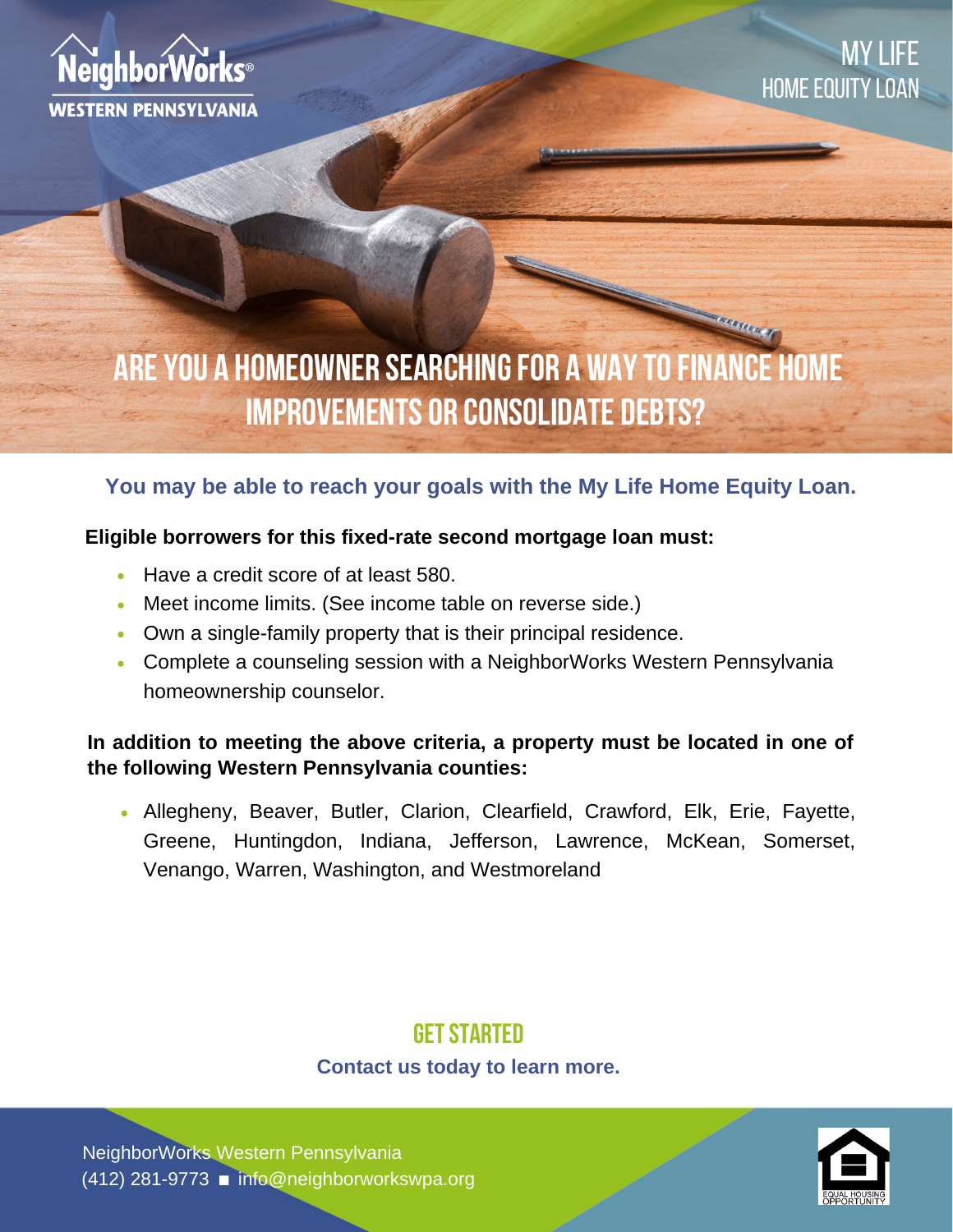NeighborWorks® WESTERN PENNSYLVANIA

MY LIFE
HOME EQUITY LOAN

# ARE YOU A HOMEOWNER SEARCHING FOR A WAY TO FINANCE HOME IMPROVEMENTS OR CONSOLIDATE DEBTS?

**You may be able to reach your goals with the My Life Home Equity Loan.**

**Eligible borrowers for this fixed-rate second mortgage loan must:**

- Have a credit score of at least 580.
- Meet income limits. (See income table on reverse side.)
- Own a single-family property that is their principal residence.
- Complete a counseling session with a NeighborWorks Western Pennsylvania homeownership counselor.

**In addition to meeting the above criteria, a property must be located in one of the following Western Pennsylvania counties:**

- Allegheny, Beaver, Butler, Clarion, Clearfield, Crawford, Elk, Erie, Fayette, Greene, Huntingdon, Indiana, Jefferson, Lawrence, McKean, Somerset, Venango, Warren, Washington, and Westmoreland

## GET STARTED

**Contact us today to learn more.**

NeighborWorks Western Pennsylvania
(412) 281-9773 ■ info@neighborworkswpa.org

EQUAL HOUSING OPPORTUNITY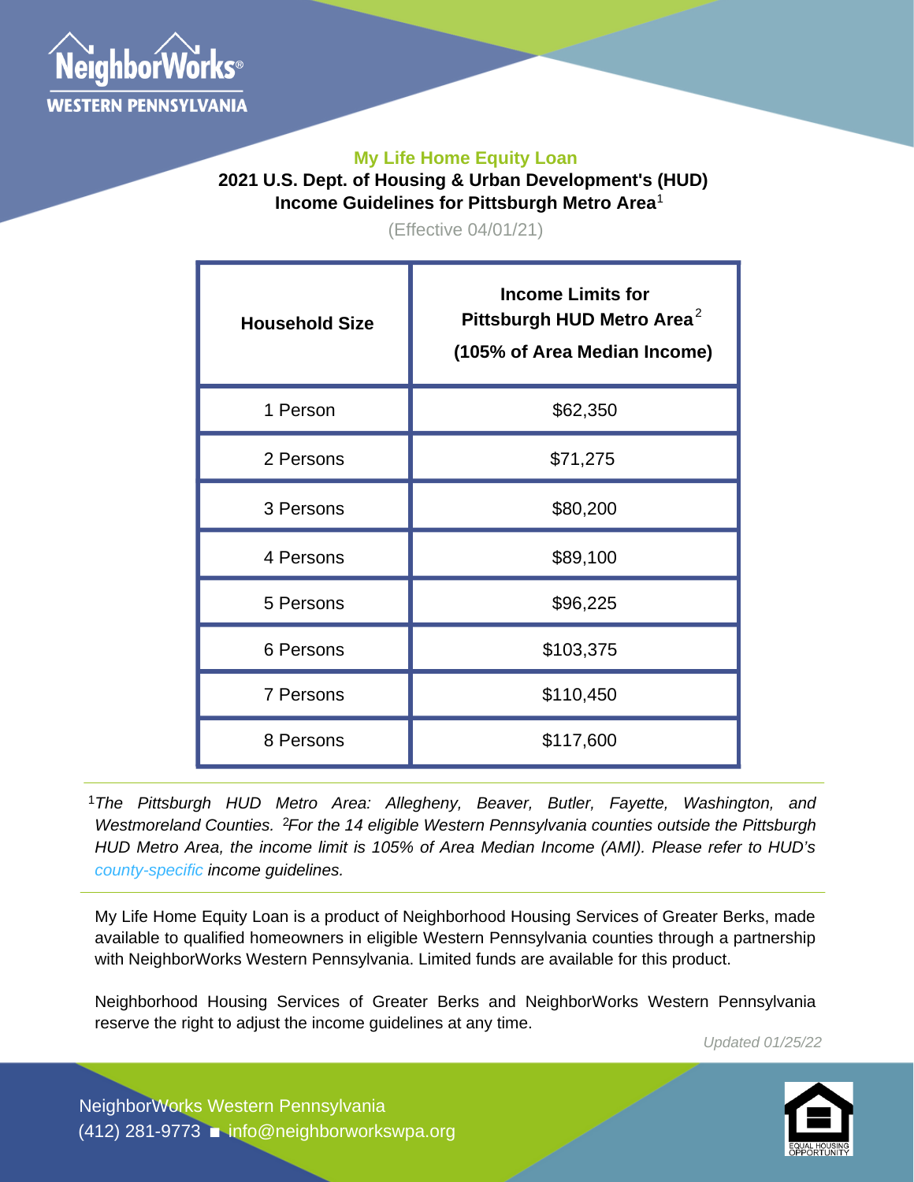NeighborWorks® WESTERN PENNSYLVANIA

## My Life Home Equity Loan

### 2021 U.S. Dept. of Housing & Urban Development's (HUD) Income Guidelines for Pittsburgh Metro Area[1]

(Effective 04/01/21)

| Household Size | Income Limits for Pittsburgh HUD Metro Area[2] (105% of Area Median Income) |
|---|---|
| 1 Person | $62,350 |
| 2 Persons | $71,275 |
| 3 Persons | $80,200 |
| 4 Persons | $89,100 |
| 5 Persons | $96,225 |
| 6 Persons | $103,375 |
| 7 Persons | $110,450 |
| 8 Persons | $117,600 |

[1]*The Pittsburgh HUD Metro Area: Allegheny, Beaver, Butler, Fayette, Washington, and Westmoreland Counties.* [2]*For the 14 eligible Western Pennsylvania counties outside the Pittsburgh HUD Metro Area, the income limit is 105% of Area Median Income (AMI). Please refer to HUD's county-specific income guidelines.*

My Life Home Equity Loan is a product of Neighborhood Housing Services of Greater Berks, made available to qualified homeowners in eligible Western Pennsylvania counties through a partnership with NeighborWorks Western Pennsylvania. Limited funds are available for this product.

Neighborhood Housing Services of Greater Berks and NeighborWorks Western Pennsylvania reserve the right to adjust the income guidelines at any time.

*Updated 01/25/22*

NeighborWorks Western Pennsylvania
(412) 281-9773 ■ info@neighborworkswpa.org

EQUAL HOUSING OPPORTUNITY